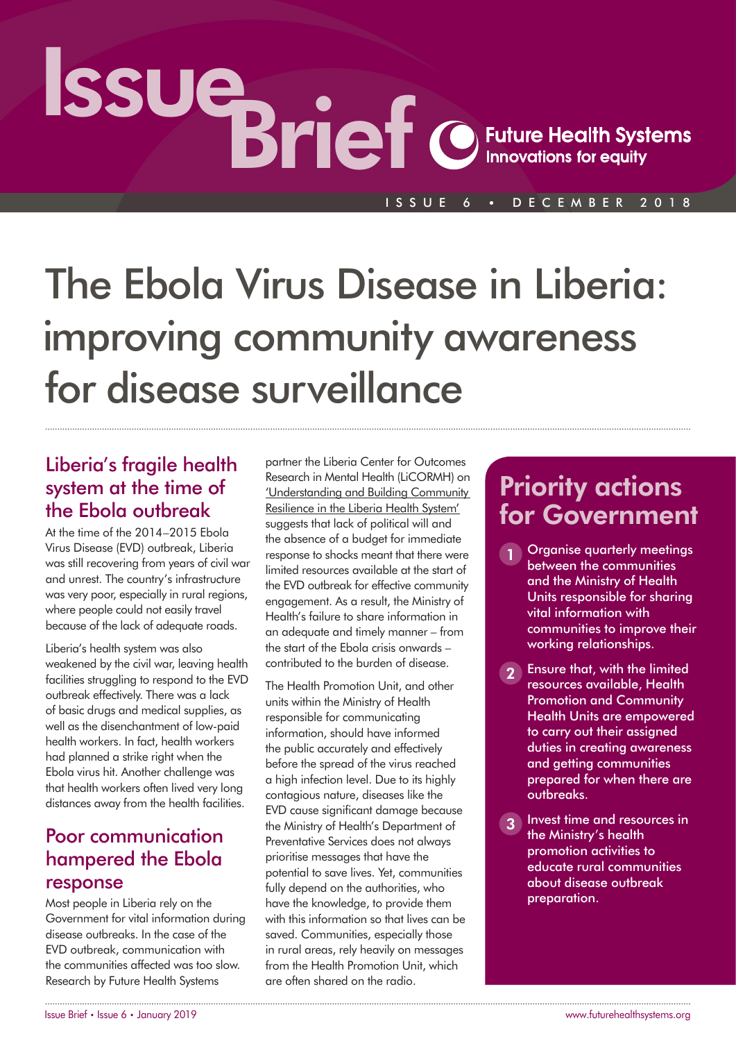# Issue Brief

Future Health Systems
Innovations for equity

ISSUE 6 • DECEMBER 2018

# The Ebola Virus Disease in Liberia: improving community awareness for disease surveillance

## Liberia's fragile health system at the time of the Ebola outbreak

At the time of the 2014–2015 Ebola Virus Disease (EVD) outbreak, Liberia was still recovering from years of civil war and unrest. The country's infrastructure was very poor, especially in rural regions, where people could not easily travel because of the lack of adequate roads.

Liberia's health system was also weakened by the civil war, leaving health facilities struggling to respond to the EVD outbreak effectively. There was a lack of basic drugs and medical supplies, as well as the disenchantment of low-paid health workers. In fact, health workers had planned a strike right when the Ebola virus hit. Another challenge was that health workers often lived very long distances away from the health facilities.

## Poor communication hampered the Ebola response

Most people in Liberia rely on the Government for vital information during disease outbreaks. In the case of the EVD outbreak, communication with the communities affected was too slow. Research by Future Health Systems partner the Liberia Center for Outcomes Research in Mental Health (LiCORMH) on 'Understanding and Building Community Resilience in the Liberia Health System' suggests that lack of political will and the absence of a budget for immediate response to shocks meant that there were limited resources available at the start of the EVD outbreak for effective community engagement. As a result, the Ministry of Health's failure to share information in an adequate and timely manner – from the start of the Ebola crisis onwards – contributed to the burden of disease.

The Health Promotion Unit, and other units within the Ministry of Health responsible for communicating information, should have informed the public accurately and effectively before the spread of the virus reached a high infection level. Due to its highly contagious nature, diseases like the EVD cause significant damage because the Ministry of Health's Department of Preventative Services does not always prioritise messages that have the potential to save lives. Yet, communities fully depend on the authorities, who have the knowledge, to provide them with this information so that lives can be saved. Communities, especially those in rural areas, rely heavily on messages from the Health Promotion Unit, which are often shared on the radio.

## Priority actions for Government

1. Organise quarterly meetings between the communities and the Ministry of Health Units responsible for sharing vital information with communities to improve their working relationships.
2. Ensure that, with the limited resources available, Health Promotion and Community Health Units are empowered to carry out their assigned duties in creating awareness and getting communities prepared for when there are outbreaks.
3. Invest time and resources in the Ministry's health promotion activities to educate rural communities about disease outbreak preparation.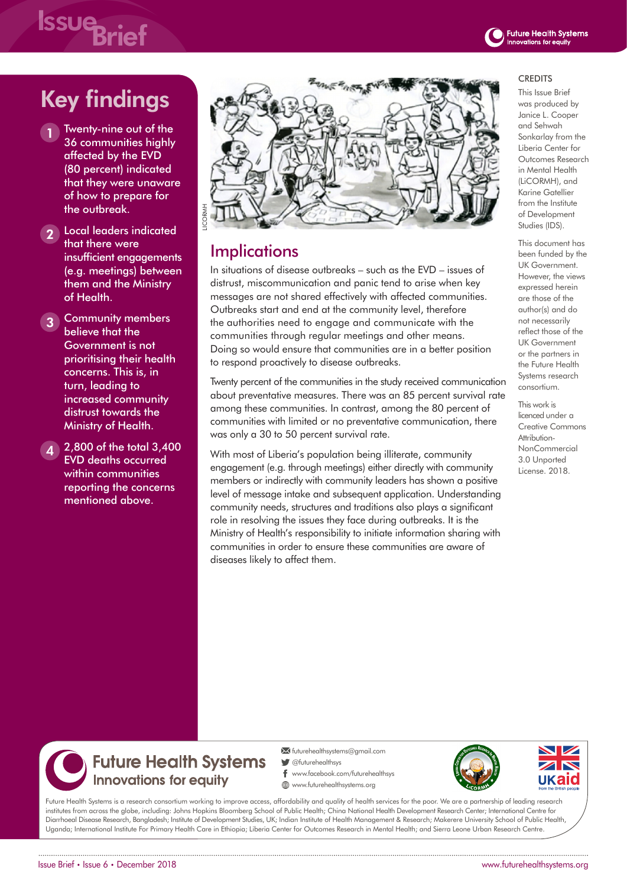## Key findings

1. Twenty-nine out of the 36 communities highly affected by the EVD (80 percent) indicated that they were unaware of how to prepare for the outbreak.
2. Local leaders indicated that there were insufficient engagements (e.g. meetings) between them and the Ministry of Health.
3. Community members believe that the Government is not prioritising their health concerns. This is, in turn, leading to increased community distrust towards the Ministry of Health.
4. 2,800 of the total 3,400 EVD deaths occurred within communities reporting the concerns mentioned above.

LiCORMH

## Implications

In situations of disease outbreaks – such as the EVD – issues of distrust, miscommunication and panic tend to arise when key messages are not shared effectively with affected communities. Outbreaks start and end at the community level, therefore the authorities need to engage and communicate with the communities through regular meetings and other means. Doing so would ensure that communities are in a better position to respond proactively to disease outbreaks.

Twenty percent of the communities in the study received communication about preventative measures. There was an 85 percent survival rate among these communities. In contrast, among the 80 percent of communities with limited or no preventative communication, there was only a 30 to 50 percent survival rate.

With most of Liberia's population being illiterate, community engagement (e.g. through meetings) either directly with community members or indirectly with community leaders has shown a positive level of message intake and subsequent application. Understanding community needs, structures and traditions also plays a significant role in resolving the issues they face during outbreaks. It is the Ministry of Health's responsibility to initiate information sharing with communities in order to ensure these communities are aware of diseases likely to affect them.

### CREDITS

This Issue Brief was produced by Janice L. Cooper and Sehwah Sonkarlay from the Liberia Center for Outcomes Research in Mental Health (LiCORMH), and Karine Gatellier from the Institute of Development Studies (IDS).

This document has been funded by the UK Government. However, the views expressed herein are those of the author(s) and do not necessarily reflect those of the UK Government or the partners in the Future Health Systems research consortium.

This work is licenced under a Creative Commons Attribution-NonCommercial 3.0 Unported License. 2018.

**Future Health Systems**
Innovations for equity

futurehealthsystems@gmail.com
@futurehealthsys
www.facebook.com/futurehealthsys
www.futurehealthsystems.org

Future Health Systems is a research consortium working to improve access, affordability and quality of health services for the poor. We are a partnership of leading research institutes from across the globe, including: Johns Hopkins Bloomberg School of Public Health; China National Health Development Research Center; International Centre for Diarrhoeal Disease Research, Bangladesh; Institute of Development Studies, UK; Indian Institute of Health Management & Research; Makerere University School of Public Health, Uganda; International Institute For Primary Health Care in Ethiopia; Liberia Center for Outcomes Research in Mental Health; and Sierra Leone Urban Research Centre.